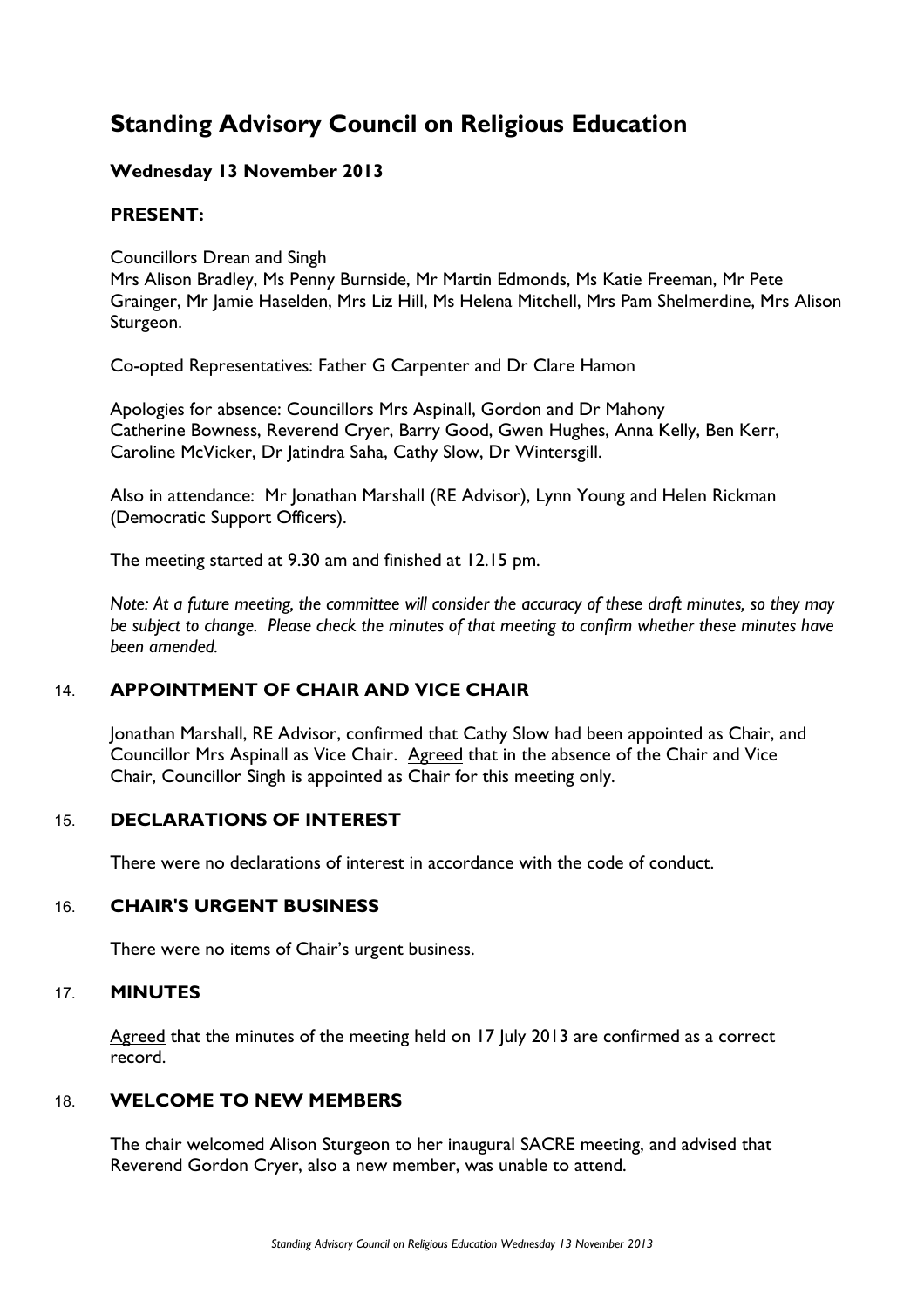# Standing Advisory Council on Religious Education

**Wednesday 13 November 2013**

**PRESENT:**

Councillors Drean and Singh
Mrs Alison Bradley, Ms Penny Burnside, Mr Martin Edmonds, Ms Katie Freeman, Mr Pete Grainger, Mr Jamie Haselden, Mrs Liz Hill, Ms Helena Mitchell, Mrs Pam Shelmerdine, Mrs Alison Sturgeon.

Co-opted Representatives: Father G Carpenter and Dr Clare Hamon

Apologies for absence: Councillors Mrs Aspinall, Gordon and Dr Mahony
Catherine Bowness, Reverend Cryer, Barry Good, Gwen Hughes, Anna Kelly, Ben Kerr, Caroline McVicker, Dr Jatindra Saha, Cathy Slow, Dr Wintersgill.

Also in attendance: Mr Jonathan Marshall (RE Advisor), Lynn Young and Helen Rickman (Democratic Support Officers).

The meeting started at 9.30 am and finished at 12.15 pm.

*Note: At a future meeting, the committee will consider the accuracy of these draft minutes, so they may be subject to change. Please check the minutes of that meeting to confirm whether these minutes have been amended.*

## 14. APPOINTMENT OF CHAIR AND VICE CHAIR

Jonathan Marshall, RE Advisor, confirmed that Cathy Slow had been appointed as Chair, and Councillor Mrs Aspinall as Vice Chair. Agreed that in the absence of the Chair and Vice Chair, Councillor Singh is appointed as Chair for this meeting only.

## 15. DECLARATIONS OF INTEREST

There were no declarations of interest in accordance with the code of conduct.

## 16. CHAIR'S URGENT BUSINESS

There were no items of Chair's urgent business.

## 17. MINUTES

Agreed that the minutes of the meeting held on 17 July 2013 are confirmed as a correct record.

## 18. WELCOME TO NEW MEMBERS

The chair welcomed Alison Sturgeon to her inaugural SACRE meeting, and advised that Reverend Gordon Cryer, also a new member, was unable to attend.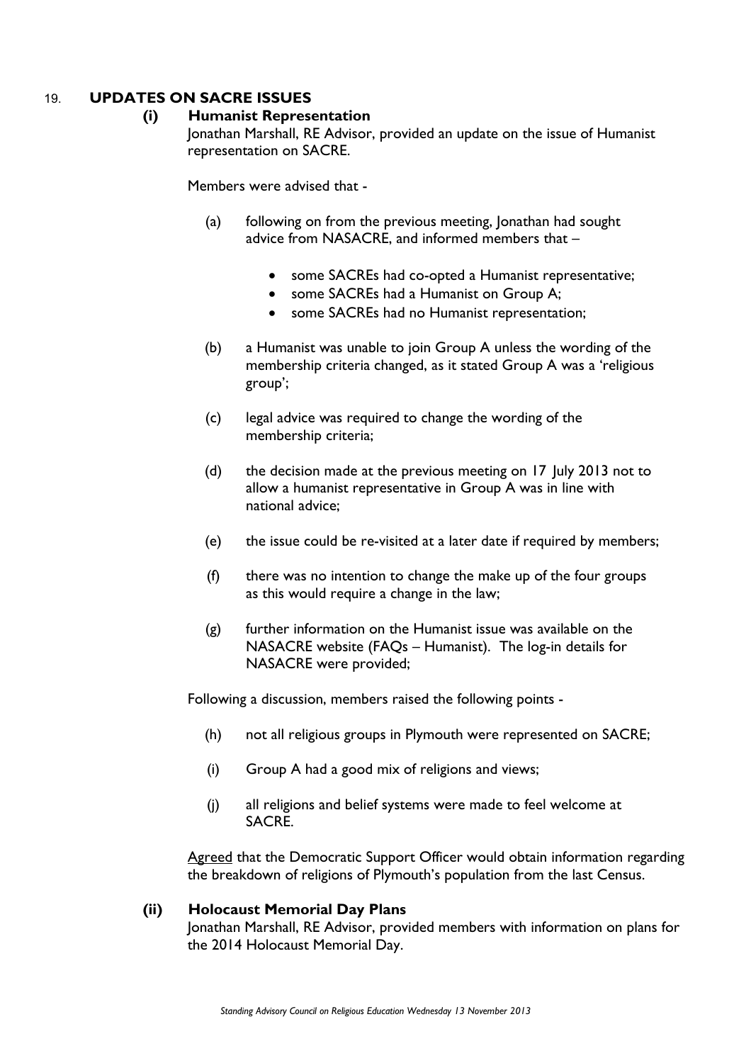## 19. UPDATES ON SACRE ISSUES

### (i) Humanist Representation

Jonathan Marshall, RE Advisor, provided an update on the issue of Humanist representation on SACRE.

Members were advised that -

(a) following on from the previous meeting, Jonathan had sought advice from NASACRE, and informed members that –

- some SACREs had co-opted a Humanist representative;
- some SACREs had a Humanist on Group A;
- some SACREs had no Humanist representation;

(b) a Humanist was unable to join Group A unless the wording of the membership criteria changed, as it stated Group A was a 'religious group';

(c) legal advice was required to change the wording of the membership criteria;

(d) the decision made at the previous meeting on 17 July 2013 not to allow a humanist representative in Group A was in line with national advice;

(e) the issue could be re-visited at a later date if required by members;

(f) there was no intention to change the make up of the four groups as this would require a change in the law;

(g) further information on the Humanist issue was available on the NASACRE website (FAQs – Humanist). The log-in details for NASACRE were provided;

Following a discussion, members raised the following points -

(h) not all religious groups in Plymouth were represented on SACRE;

(i) Group A had a good mix of religions and views;

(j) all religions and belief systems were made to feel welcome at SACRE.

Agreed that the Democratic Support Officer would obtain information regarding the breakdown of religions of Plymouth's population from the last Census.

### (ii) Holocaust Memorial Day Plans

Jonathan Marshall, RE Advisor, provided members with information on plans for the 2014 Holocaust Memorial Day.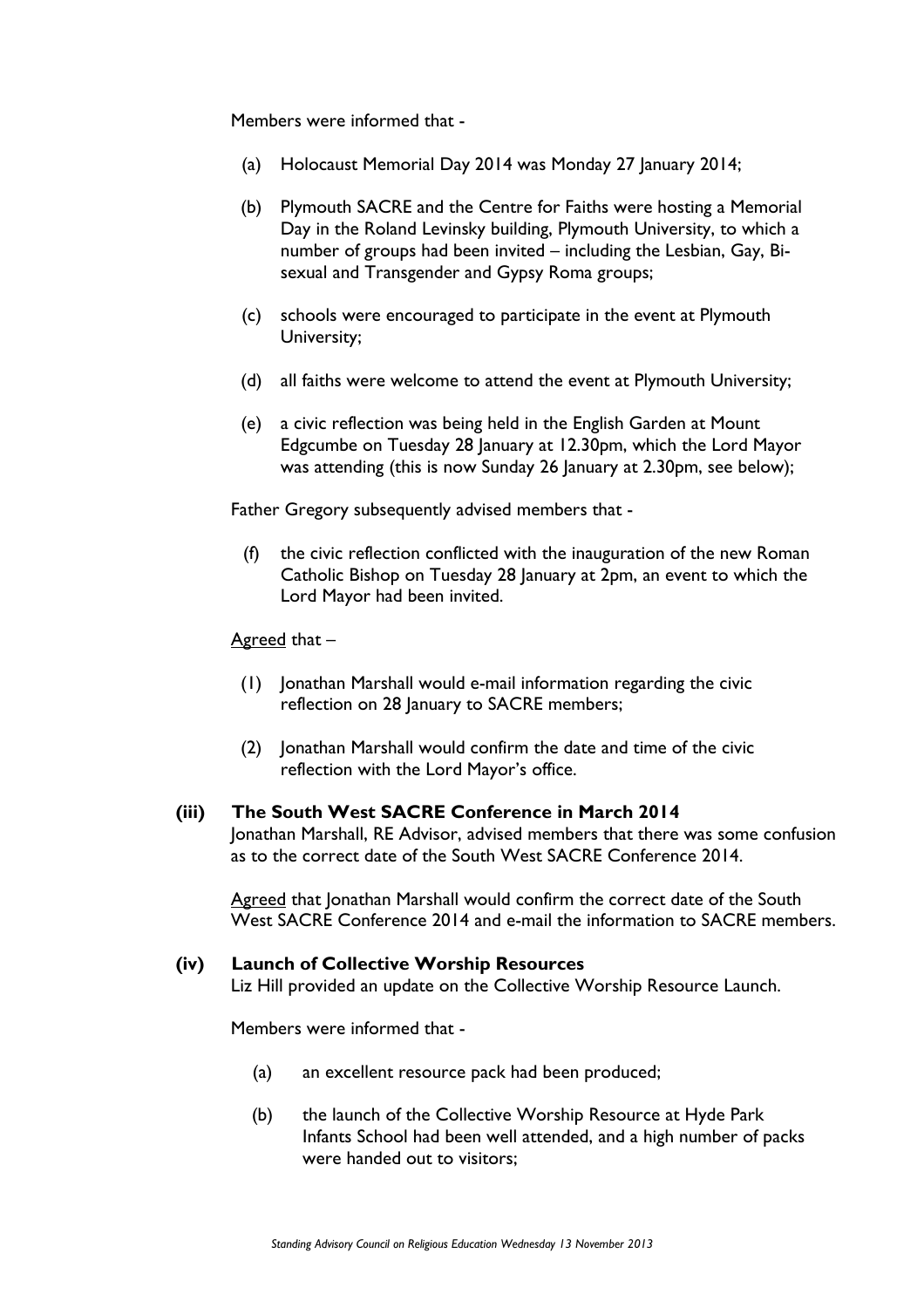Members were informed that -

(a) Holocaust Memorial Day 2014 was Monday 27 January 2014;

(b) Plymouth SACRE and the Centre for Faiths were hosting a Memorial Day in the Roland Levinsky building, Plymouth University, to which a number of groups had been invited – including the Lesbian, Gay, Bi-sexual and Transgender and Gypsy Roma groups;

(c) schools were encouraged to participate in the event at Plymouth University;

(d) all faiths were welcome to attend the event at Plymouth University;

(e) a civic reflection was being held in the English Garden at Mount Edgcumbe on Tuesday 28 January at 12.30pm, which the Lord Mayor was attending (this is now Sunday 26 January at 2.30pm, see below);

Father Gregory subsequently advised members that -

(f) the civic reflection conflicted with the inauguration of the new Roman Catholic Bishop on Tuesday 28 January at 2pm, an event to which the Lord Mayor had been invited.

Agreed that –

(1) Jonathan Marshall would e-mail information regarding the civic reflection on 28 January to SACRE members;

(2) Jonathan Marshall would confirm the date and time of the civic reflection with the Lord Mayor's office.

**(iii) The South West SACRE Conference in March 2014**

Jonathan Marshall, RE Advisor, advised members that there was some confusion as to the correct date of the South West SACRE Conference 2014.

Agreed that Jonathan Marshall would confirm the correct date of the South West SACRE Conference 2014 and e-mail the information to SACRE members.

**(iv) Launch of Collective Worship Resources**

Liz Hill provided an update on the Collective Worship Resource Launch.

Members were informed that -

(a) an excellent resource pack had been produced;

(b) the launch of the Collective Worship Resource at Hyde Park Infants School had been well attended, and a high number of packs were handed out to visitors;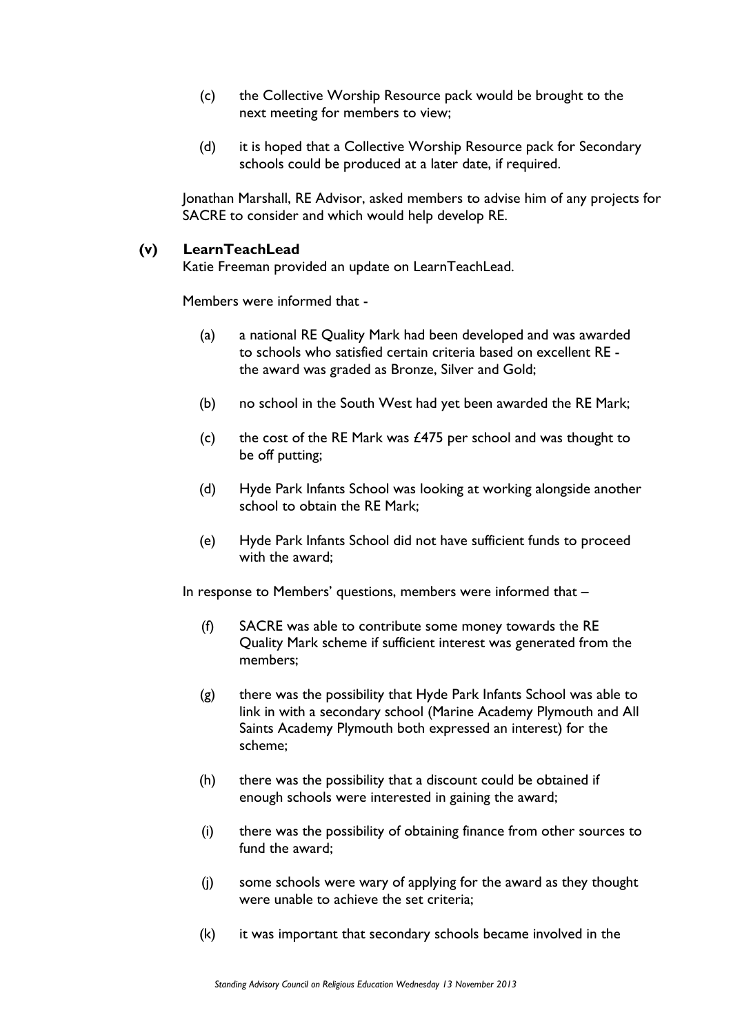(c) the Collective Worship Resource pack would be brought to the next meeting for members to view;

(d) it is hoped that a Collective Worship Resource pack for Secondary schools could be produced at a later date, if required.

Jonathan Marshall, RE Advisor, asked members to advise him of any projects for SACRE to consider and which would help develop RE.

**(v) LearnTeachLead**

Katie Freeman provided an update on LearnTeachLead.

Members were informed that -

(a) a national RE Quality Mark had been developed and was awarded to schools who satisfied certain criteria based on excellent RE - the award was graded as Bronze, Silver and Gold;

(b) no school in the South West had yet been awarded the RE Mark;

(c) the cost of the RE Mark was £475 per school and was thought to be off putting;

(d) Hyde Park Infants School was looking at working alongside another school to obtain the RE Mark;

(e) Hyde Park Infants School did not have sufficient funds to proceed with the award;

In response to Members' questions, members were informed that –

(f) SACRE was able to contribute some money towards the RE Quality Mark scheme if sufficient interest was generated from the members;

(g) there was the possibility that Hyde Park Infants School was able to link in with a secondary school (Marine Academy Plymouth and All Saints Academy Plymouth both expressed an interest) for the scheme;

(h) there was the possibility that a discount could be obtained if enough schools were interested in gaining the award;

(i) there was the possibility of obtaining finance from other sources to fund the award;

(j) some schools were wary of applying for the award as they thought were unable to achieve the set criteria;

(k) it was important that secondary schools became involved in the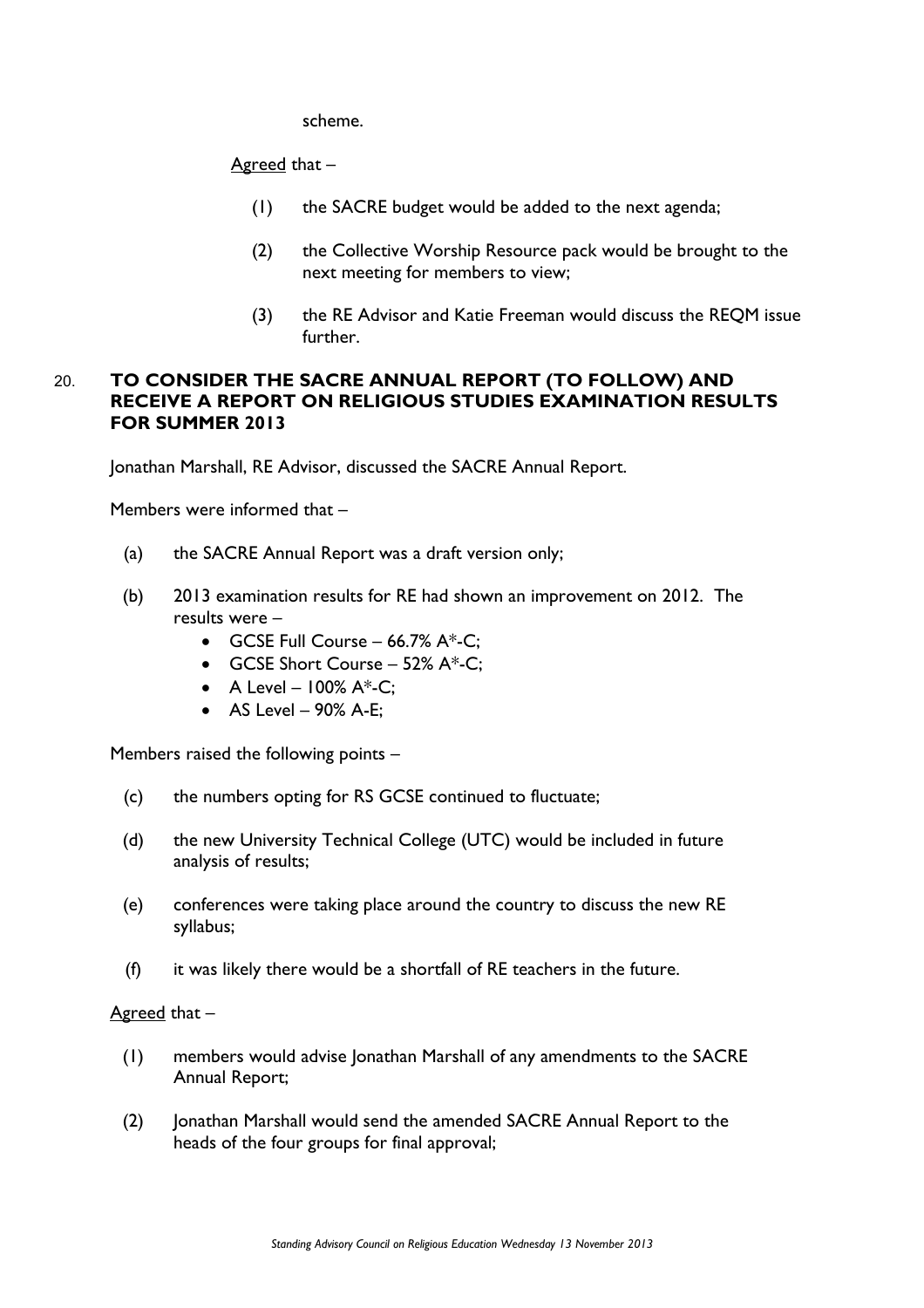scheme.

Agreed that –

(1) the SACRE budget would be added to the next agenda;

(2) the Collective Worship Resource pack would be brought to the next meeting for members to view;

(3) the RE Advisor and Katie Freeman would discuss the REQM issue further.

20. **TO CONSIDER THE SACRE ANNUAL REPORT (TO FOLLOW) AND RECEIVE A REPORT ON RELIGIOUS STUDIES EXAMINATION RESULTS FOR SUMMER 2013**

Jonathan Marshall, RE Advisor, discussed the SACRE Annual Report.

Members were informed that –

(a) the SACRE Annual Report was a draft version only;

(b) 2013 examination results for RE had shown an improvement on 2012. The results were –
- GCSE Full Course – 66.7% A*-C;
- GCSE Short Course – 52% A*-C;
- A Level – 100% A*-C;
- AS Level – 90% A-E;

Members raised the following points –

(c) the numbers opting for RS GCSE continued to fluctuate;

(d) the new University Technical College (UTC) would be included in future analysis of results;

(e) conferences were taking place around the country to discuss the new RE syllabus;

(f) it was likely there would be a shortfall of RE teachers in the future.

Agreed that –

(1) members would advise Jonathan Marshall of any amendments to the SACRE Annual Report;

(2) Jonathan Marshall would send the amended SACRE Annual Report to the heads of the four groups for final approval;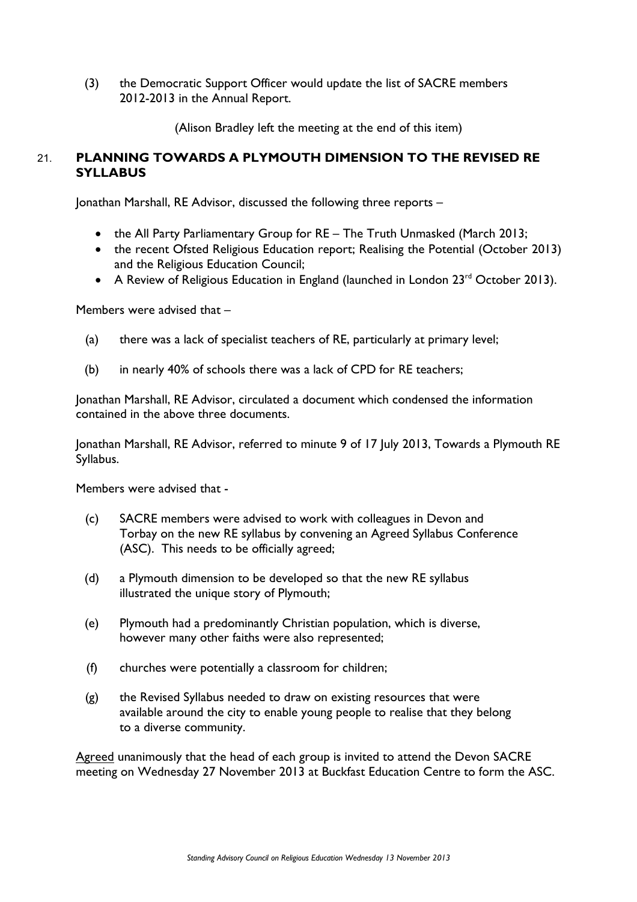(3) the Democratic Support Officer would update the list of SACRE members 2012-2013 in the Annual Report.

(Alison Bradley left the meeting at the end of this item)

## 21. PLANNING TOWARDS A PLYMOUTH DIMENSION TO THE REVISED RE SYLLABUS

Jonathan Marshall, RE Advisor, discussed the following three reports –

- the All Party Parliamentary Group for RE – The Truth Unmasked (March 2013;
- the recent Ofsted Religious Education report; Realising the Potential (October 2013) and the Religious Education Council;
- A Review of Religious Education in England (launched in London 23rd October 2013).

Members were advised that –

(a) there was a lack of specialist teachers of RE, particularly at primary level;

(b) in nearly 40% of schools there was a lack of CPD for RE teachers;

Jonathan Marshall, RE Advisor, circulated a document which condensed the information contained in the above three documents.

Jonathan Marshall, RE Advisor, referred to minute 9 of 17 July 2013, Towards a Plymouth RE Syllabus.

Members were advised that -

(c) SACRE members were advised to work with colleagues in Devon and Torbay on the new RE syllabus by convening an Agreed Syllabus Conference (ASC). This needs to be officially agreed;

(d) a Plymouth dimension to be developed so that the new RE syllabus illustrated the unique story of Plymouth;

(e) Plymouth had a predominantly Christian population, which is diverse, however many other faiths were also represented;

(f) churches were potentially a classroom for children;

(g) the Revised Syllabus needed to draw on existing resources that were available around the city to enable young people to realise that they belong to a diverse community.

Agreed unanimously that the head of each group is invited to attend the Devon SACRE meeting on Wednesday 27 November 2013 at Buckfast Education Centre to form the ASC.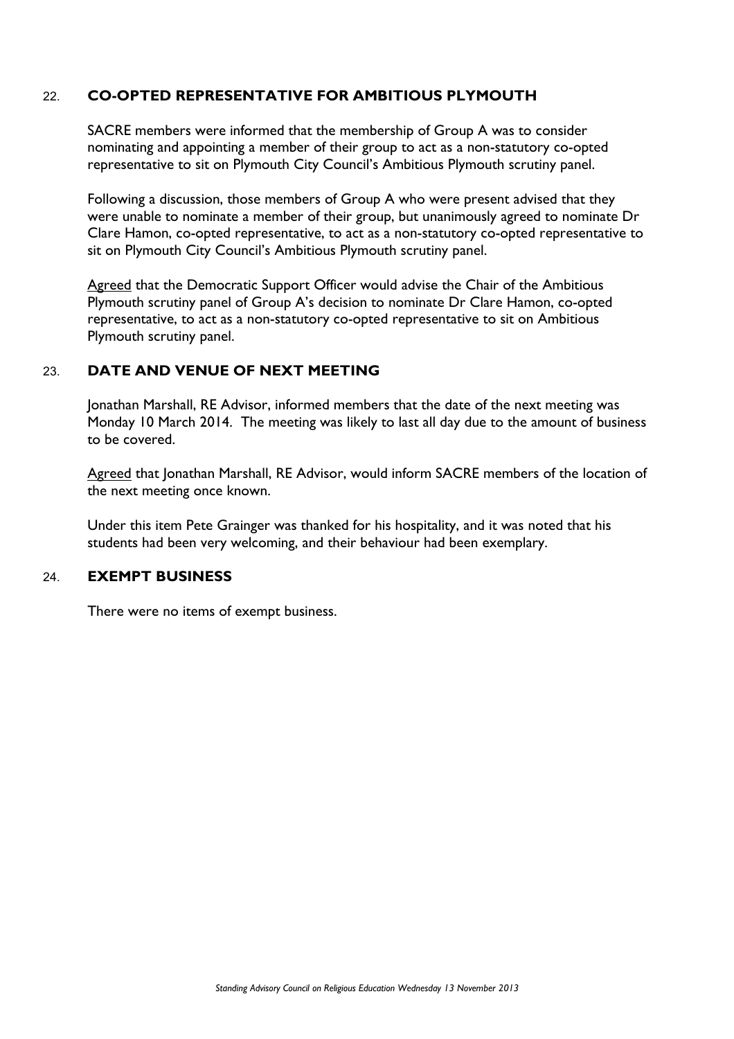## 22. CO-OPTED REPRESENTATIVE FOR AMBITIOUS PLYMOUTH

SACRE members were informed that the membership of Group A was to consider nominating and appointing a member of their group to act as a non-statutory co-opted representative to sit on Plymouth City Council's Ambitious Plymouth scrutiny panel.

Following a discussion, those members of Group A who were present advised that they were unable to nominate a member of their group, but unanimously agreed to nominate Dr Clare Hamon, co-opted representative, to act as a non-statutory co-opted representative to sit on Plymouth City Council's Ambitious Plymouth scrutiny panel.

<u>Agreed</u> that the Democratic Support Officer would advise the Chair of the Ambitious Plymouth scrutiny panel of Group A's decision to nominate Dr Clare Hamon, co-opted representative, to act as a non-statutory co-opted representative to sit on Ambitious Plymouth scrutiny panel.

## 23. DATE AND VENUE OF NEXT MEETING

Jonathan Marshall, RE Advisor, informed members that the date of the next meeting was Monday 10 March 2014. The meeting was likely to last all day due to the amount of business to be covered.

<u>Agreed</u> that Jonathan Marshall, RE Advisor, would inform SACRE members of the location of the next meeting once known.

Under this item Pete Grainger was thanked for his hospitality, and it was noted that his students had been very welcoming, and their behaviour had been exemplary.

## 24. EXEMPT BUSINESS

There were no items of exempt business.